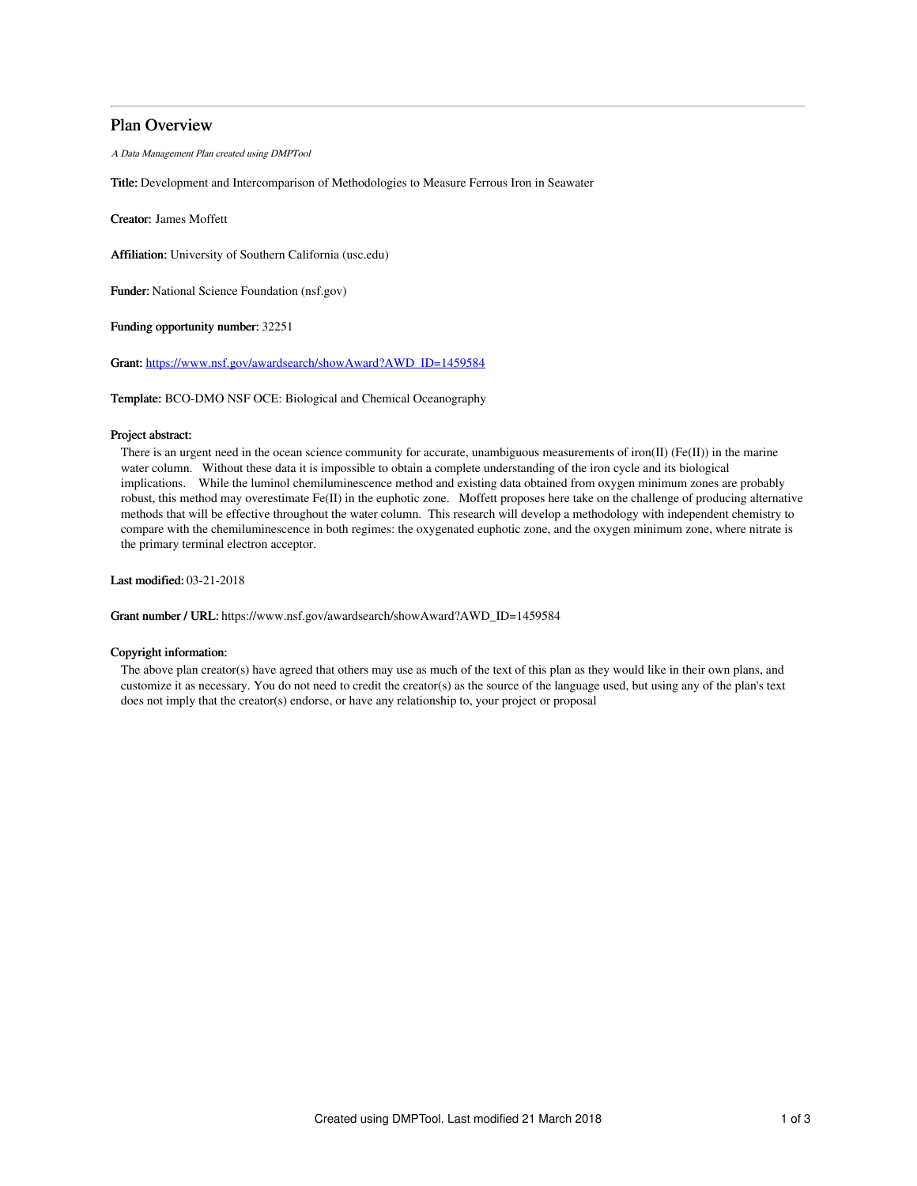# Plan Overview

*A Data Management Plan created using DMPTool*

**Title:** Development and Intercomparison of Methodologies to Measure Ferrous Iron in Seawater

**Creator:** James Moffett

**Affiliation:** University of Southern California (usc.edu)

**Funder:** National Science Foundation (nsf.gov)

**Funding opportunity number:** 32251

**Grant:** https://www.nsf.gov/awardsearch/showAward?AWD_ID=1459584

**Template:** BCO-DMO NSF OCE: Biological and Chemical Oceanography

**Project abstract:**

There is an urgent need in the ocean science community for accurate, unambiguous measurements of iron(II) (Fe(II)) in the marine water column. Without these data it is impossible to obtain a complete understanding of the iron cycle and its biological implications. While the luminol chemiluminescence method and existing data obtained from oxygen minimum zones are probably robust, this method may overestimate Fe(II) in the euphotic zone. Moffett proposes here take on the challenge of producing alternative methods that will be effective throughout the water column. This research will develop a methodology with independent chemistry to compare with the chemiluminescence in both regimes: the oxygenated euphotic zone, and the oxygen minimum zone, where nitrate is the primary terminal electron acceptor.

**Last modified:** 03-21-2018

**Grant number / URL:** https://www.nsf.gov/awardsearch/showAward?AWD_ID=1459584

**Copyright information:**

The above plan creator(s) have agreed that others may use as much of the text of this plan as they would like in their own plans, and customize it as necessary. You do not need to credit the creator(s) as the source of the language used, but using any of the plan's text does not imply that the creator(s) endorse, or have any relationship to, your project or proposal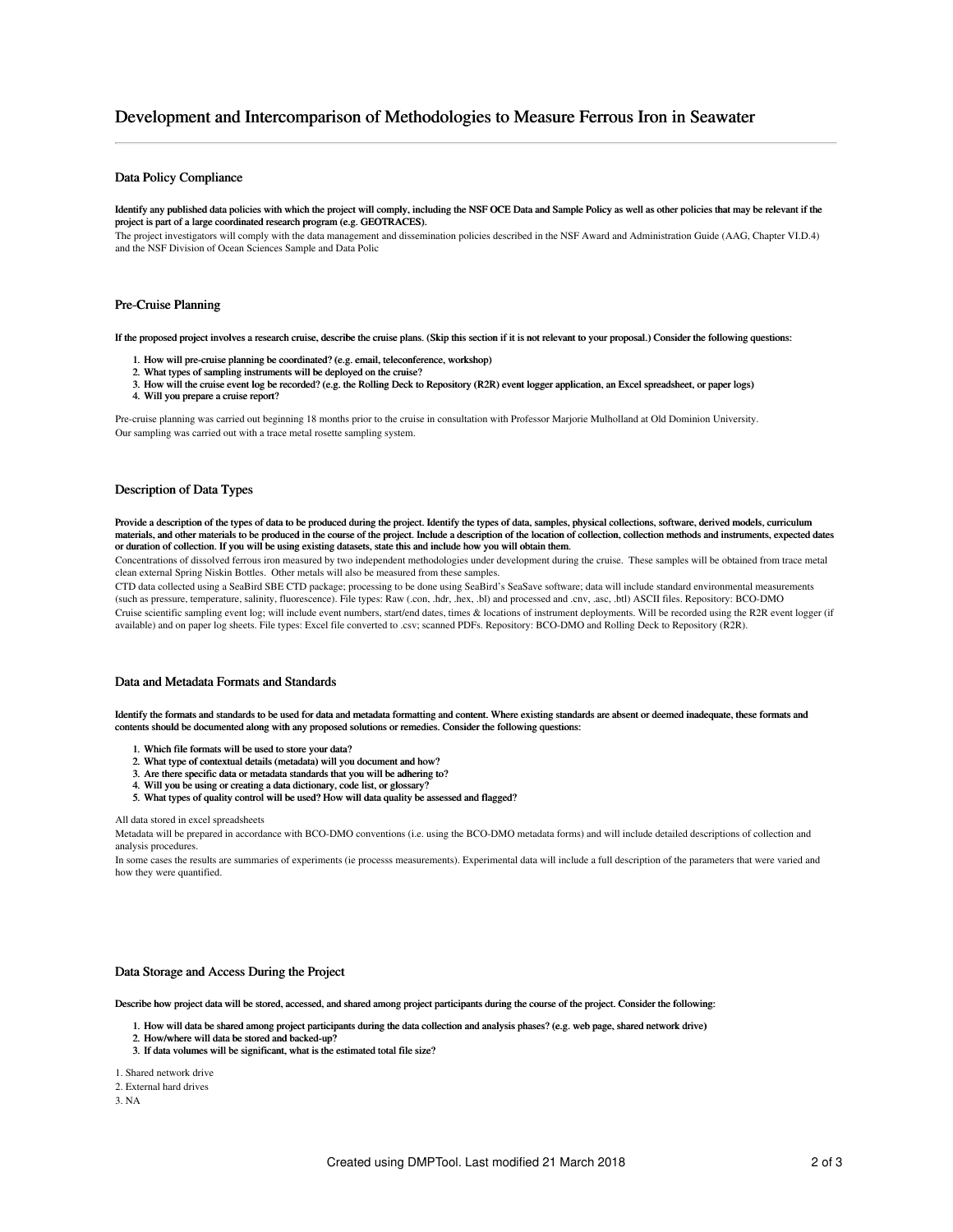# Development and Intercomparison of Methodologies to Measure Ferrous Iron in Seawater

## Data Policy Compliance

**Identify any published data policies with which the project will comply, including the NSF OCE Data and Sample Policy as well as other policies that may be relevant if the project is part of a large coordinated research program (e.g. GEOTRACES).**

The project investigators will comply with the data management and dissemination policies described in the NSF Award and Administration Guide (AAG, Chapter VI.D.4) and the NSF Division of Ocean Sciences Sample and Data Polic

## Pre-Cruise Planning

**If the proposed project involves a research cruise, describe the cruise plans. (Skip this section if it is not relevant to your proposal.) Consider the following questions:**

1. **How will pre-cruise planning be coordinated? (e.g. email, teleconference, workshop)**
2. **What types of sampling instruments will be deployed on the cruise?**
3. **How will the cruise event log be recorded? (e.g. the Rolling Deck to Repository (R2R) event logger application, an Excel spreadsheet, or paper logs)**
4. **Will you prepare a cruise report?**

Pre-cruise planning was carried out beginning 18 months prior to the cruise in consultation with Professor Marjorie Mulholland at Old Dominion University.

Our sampling was carried out with a trace metal rosette sampling system.

## Description of Data Types

**Provide a description of the types of data to be produced during the project. Identify the types of data, samples, physical collections, software, derived models, curriculum materials, and other materials to be produced in the course of the project. Include a description of the location of collection, collection methods and instruments, expected dates or duration of collection. If you will be using existing datasets, state this and include how you will obtain them.**

Concentrations of dissolved ferrous iron measured by two independent methodologies under development during the cruise. These samples will be obtained from trace metal clean external Spring Niskin Bottles. Other metals will also be measured from these samples.

CTD data collected using a SeaBird SBE CTD package; processing to be done using SeaBird's SeaSave software; data will include standard environmental measurements (such as pressure, temperature, salinity, fluorescence). File types: Raw (.con, .hdr, .hex, .bl) and processed and .cnv, .asc, .btl) ASCII files. Repository: BCO-DMO

Cruise scientific sampling event log; will include event numbers, start/end dates, times & locations of instrument deployments. Will be recorded using the R2R event logger (if available) and on paper log sheets. File types: Excel file converted to .csv; scanned PDFs. Repository: BCO-DMO and Rolling Deck to Repository (R2R).

## Data and Metadata Formats and Standards

**Identify the formats and standards to be used for data and metadata formatting and content. Where existing standards are absent or deemed inadequate, these formats and contents should be documented along with any proposed solutions or remedies. Consider the following questions:**

1. **Which file formats will be used to store your data?**
2. **What type of contextual details (metadata) will you document and how?**
3. **Are there specific data or metadata standards that you will be adhering to?**
4. **Will you be using or creating a data dictionary, code list, or glossary?**
5. **What types of quality control will be used? How will data quality be assessed and flagged?**

All data stored in excel spreadsheets

Metadata will be prepared in accordance with BCO-DMO conventions (i.e. using the BCO-DMO metadata forms) and will include detailed descriptions of collection and analysis procedures.

In some cases the results are summaries of experiments (ie processs measurements). Experimental data will include a full description of the parameters that were varied and how they were quantified.

## Data Storage and Access During the Project

**Describe how project data will be stored, accessed, and shared among project participants during the course of the project. Consider the following:**

1. **How will data be shared among project participants during the data collection and analysis phases? (e.g. web page, shared network drive)**
2. **How/where will data be stored and backed-up?**
3. **If data volumes will be significant, what is the estimated total file size?**

1. Shared network drive
2. External hard drives
3. NA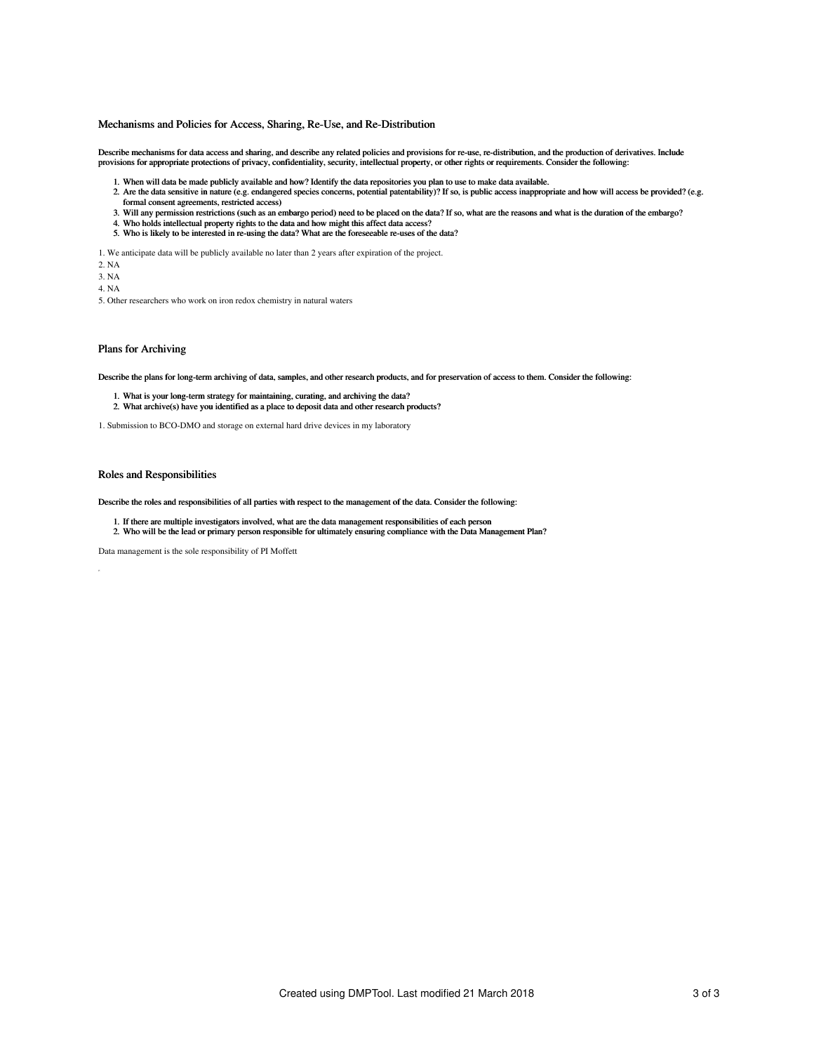## Mechanisms and Policies for Access, Sharing, Re-Use, and Re-Distribution

**Describe mechanisms for data access and sharing, and describe any related policies and provisions for re-use, re-distribution, and the production of derivatives. Include provisions for appropriate protections of privacy, confidentiality, security, intellectual property, or other rights or requirements. Consider the following:**

1. **When will data be made publicly available and how? Identify the data repositories you plan to use to make data available.**
2. **Are the data sensitive in nature (e.g. endangered species concerns, potential patentability)? If so, is public access inappropriate and how will access be provided? (e.g. formal consent agreements, restricted access)**
3. **Will any permission restrictions (such as an embargo period) need to be placed on the data? If so, what are the reasons and what is the duration of the embargo?**
4. **Who holds intellectual property rights to the data and how might this affect data access?**
5. **Who is likely to be interested in re-using the data? What are the foreseeable re-uses of the data?**

1. We anticipate data will be publicly available no later than 2 years after expiration of the project.
2. NA
3. NA
4. NA
5. Other researchers who work on iron redox chemistry in natural waters

## Plans for Archiving

**Describe the plans for long-term archiving of data, samples, and other research products, and for preservation of access to them. Consider the following:**

1. **What is your long-term strategy for maintaining, curating, and archiving the data?**
2. **What archive(s) have you identified as a place to deposit data and other research products?**

1. Submission to BCO-DMO and storage on external hard drive devices in my laboratory

## Roles and Responsibilities

**Describe the roles and responsibilities of all parties with respect to the management of the data. Consider the following:**

1. **If there are multiple investigators involved, what are the data management responsibilities of each person**
2. **Who will be the lead or primary person responsible for ultimately ensuring compliance with the Data Management Plan?**

Data management is the sole responsibility of PI Moffett

.

Created using DMPTool. Last modified 21 March 2018